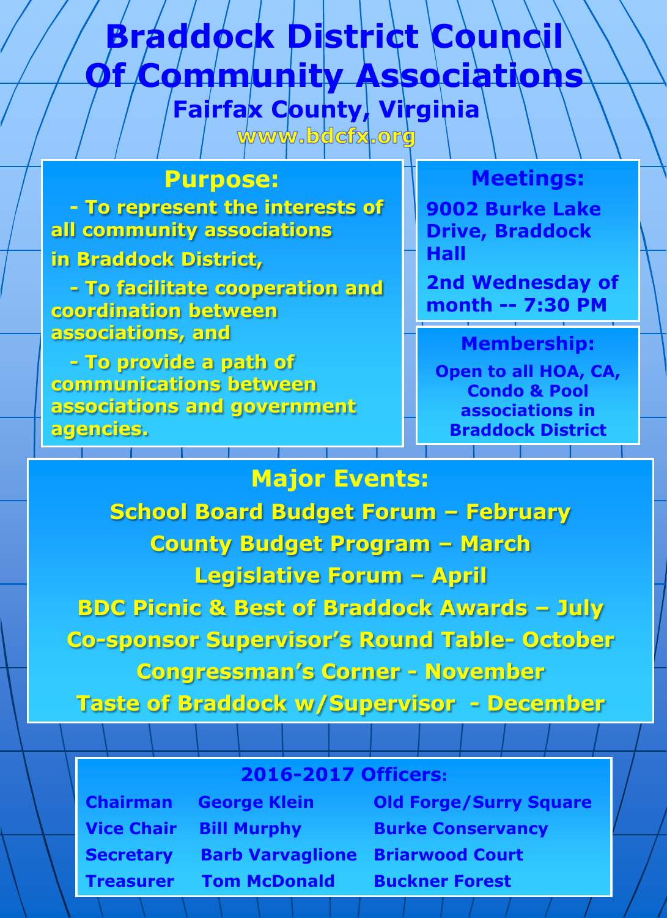# Braddock District Council Of Community Associations

## Fairfax County, Virginia

**www.bdcfx.org**

## Purpose:

- To represent the interests of all community associations in Braddock District,
- To facilitate cooperation and coordination between associations, and
- To provide a path of communications between associations and government agencies.

## Meetings:

9002 Burke Lake Drive, Braddock Hall

2nd Wednesday of month -- 7:30 PM

## Membership:

Open to all HOA, CA, Condo & Pool associations in Braddock District

## Major Events:

School Board Budget Forum – February

County Budget Program – March

Legislative Forum – April

BDC Picnic & Best of Braddock Awards – July

Co-sponsor Supervisor's Round Table- October

Congressman's Corner - November

Taste of Braddock w/Supervisor - December

## 2016-2017 Officers:

| | | |
|---|---|---|
| Chairman | George Klein | Old Forge/Surry Square |
| Vice Chair | Bill Murphy | Burke Conservancy |
| Secretary | Barb Varvaglione | Briarwood Court |
| Treasurer | Tom McDonald | Buckner Forest |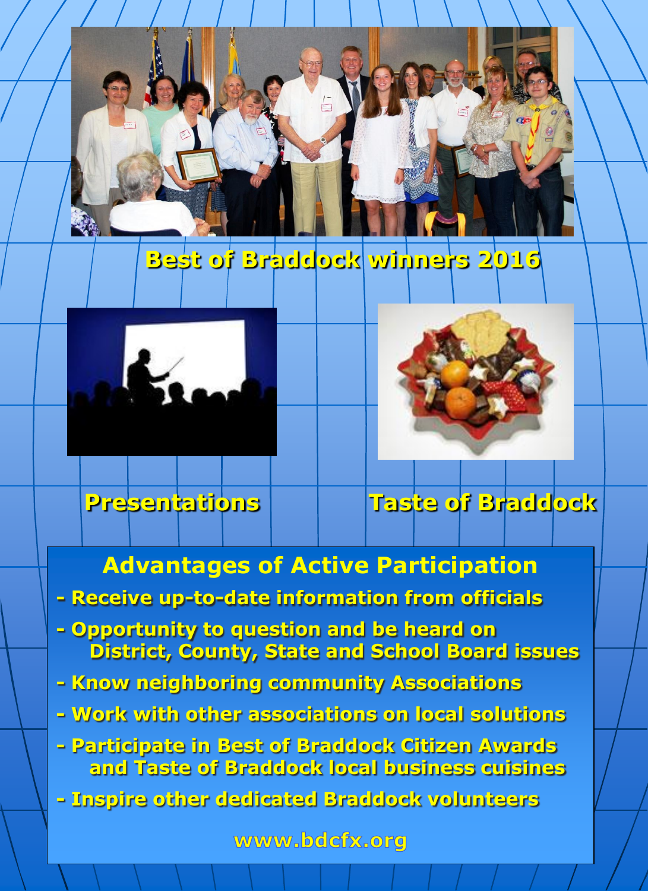Best of Braddock winners 2016

Presentations

Taste of Braddock

## Advantages of Active Participation

- Receive up-to-date information from officials
- Opportunity to question and be heard on District, County, State and School Board issues
- Know neighboring community Associations
- Work with other associations on local solutions
- Participate in Best of Braddock Citizen Awards and Taste of Braddock local business cuisines
- Inspire other dedicated Braddock volunteers

www.bdcfx.org